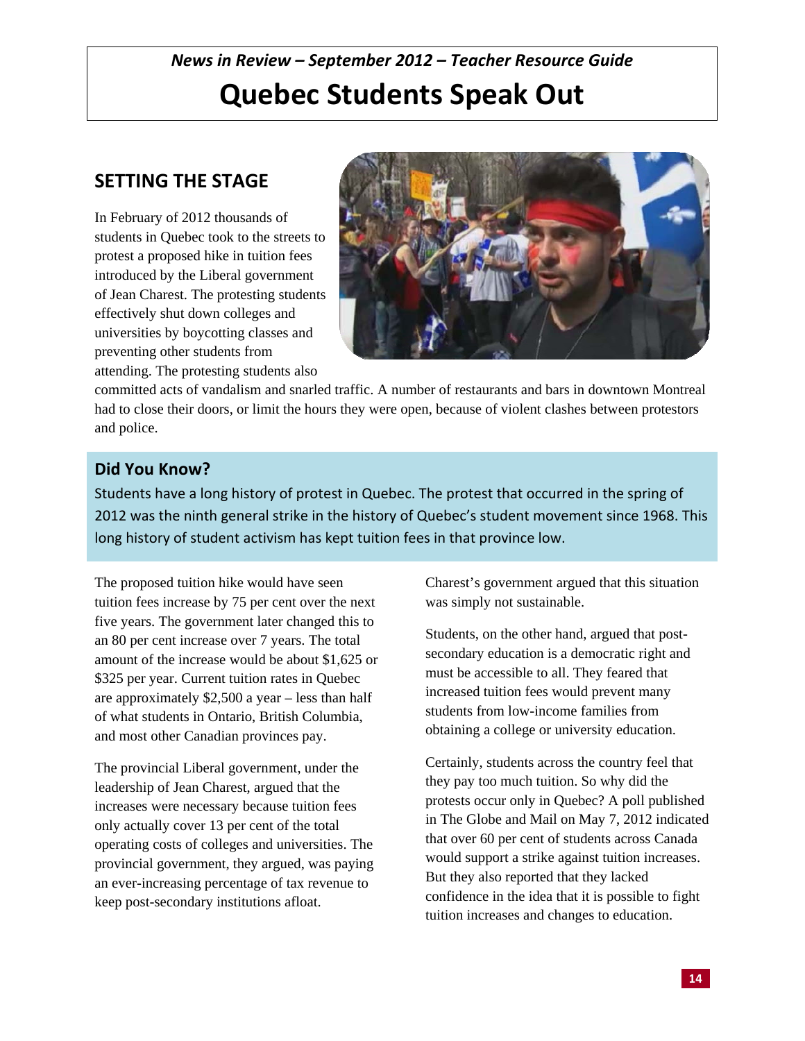*News in Review – September 2012 – Teacher Resource Guide*

# Quebec Students Speak Out

## SETTING THE STAGE

In February of 2012 thousands of students in Quebec took to the streets to protest a proposed hike in tuition fees introduced by the Liberal government of Jean Charest. The protesting students effectively shut down colleges and universities by boycotting classes and preventing other students from attending. The protesting students also committed acts of vandalism and snarled traffic. A number of restaurants and bars in downtown Montreal had to close their doors, or limit the hours they were open, because of violent clashes between protestors and police.

### Did You Know?

Students have a long history of protest in Quebec. The protest that occurred in the spring of 2012 was the ninth general strike in the history of Quebec's student movement since 1968. This long history of student activism has kept tuition fees in that province low.

The proposed tuition hike would have seen tuition fees increase by 75 per cent over the next five years. The government later changed this to an 80 per cent increase over 7 years. The total amount of the increase would be about $1,625 or $325 per year. Current tuition rates in Quebec are approximately $2,500 a year – less than half of what students in Ontario, British Columbia, and most other Canadian provinces pay.

The provincial Liberal government, under the leadership of Jean Charest, argued that the increases were necessary because tuition fees only actually cover 13 per cent of the total operating costs of colleges and universities. The provincial government, they argued, was paying an ever-increasing percentage of tax revenue to keep post-secondary institutions afloat. Charest's government argued that this situation was simply not sustainable.

Students, on the other hand, argued that post-secondary education is a democratic right and must be accessible to all. They feared that increased tuition fees would prevent many students from low-income families from obtaining a college or university education.

Certainly, students across the country feel that they pay too much tuition. So why did the protests occur only in Quebec? A poll published in The Globe and Mail on May 7, 2012 indicated that over 60 per cent of students across Canada would support a strike against tuition increases. But they also reported that they lacked confidence in the idea that it is possible to fight tuition increases and changes to education.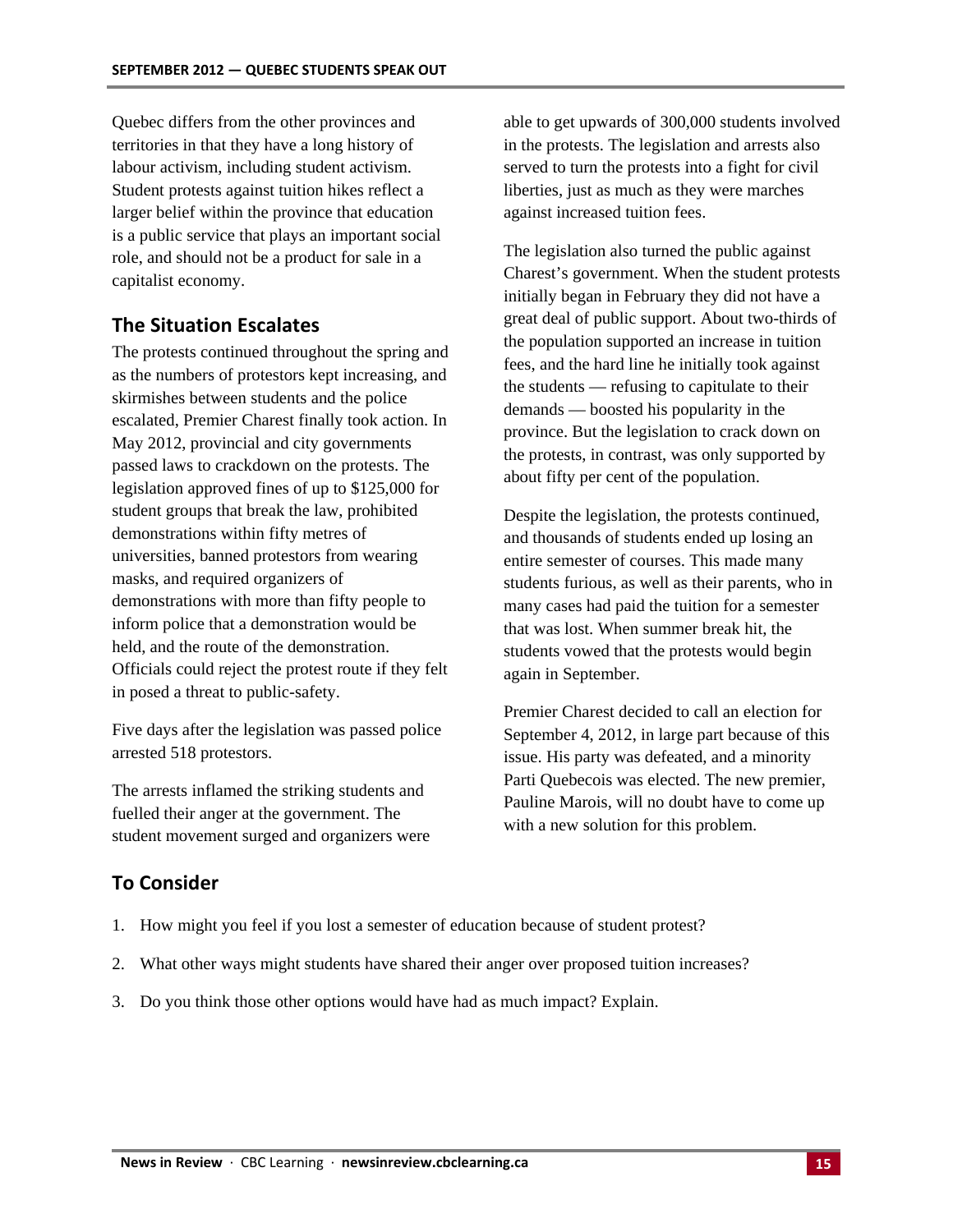Quebec differs from the other provinces and territories in that they have a long history of labour activism, including student activism. Student protests against tuition hikes reflect a larger belief within the province that education is a public service that plays an important social role, and should not be a product for sale in a capitalist economy.

## The Situation Escalates

The protests continued throughout the spring and as the numbers of protestors kept increasing, and skirmishes between students and the police escalated, Premier Charest finally took action. In May 2012, provincial and city governments passed laws to crackdown on the protests. The legislation approved fines of up to $125,000 for student groups that break the law, prohibited demonstrations within fifty metres of universities, banned protestors from wearing masks, and required organizers of demonstrations with more than fifty people to inform police that a demonstration would be held, and the route of the demonstration. Officials could reject the protest route if they felt in posed a threat to public-safety.

Five days after the legislation was passed police arrested 518 protestors.

The arrests inflamed the striking students and fuelled their anger at the government. The student movement surged and organizers were able to get upwards of 300,000 students involved in the protests. The legislation and arrests also served to turn the protests into a fight for civil liberties, just as much as they were marches against increased tuition fees.

The legislation also turned the public against Charest's government. When the student protests initially began in February they did not have a great deal of public support. About two-thirds of the population supported an increase in tuition fees, and the hard line he initially took against the students — refusing to capitulate to their demands — boosted his popularity in the province. But the legislation to crack down on the protests, in contrast, was only supported by about fifty per cent of the population.

Despite the legislation, the protests continued, and thousands of students ended up losing an entire semester of courses. This made many students furious, as well as their parents, who in many cases had paid the tuition for a semester that was lost. When summer break hit, the students vowed that the protests would begin again in September.

Premier Charest decided to call an election for September 4, 2012, in large part because of this issue. His party was defeated, and a minority Parti Quebecois was elected. The new premier, Pauline Marois, will no doubt have to come up with a new solution for this problem.

## To Consider

1. How might you feel if you lost a semester of education because of student protest?
2. What other ways might students have shared their anger over proposed tuition increases?
3. Do you think those other options would have had as much impact? Explain.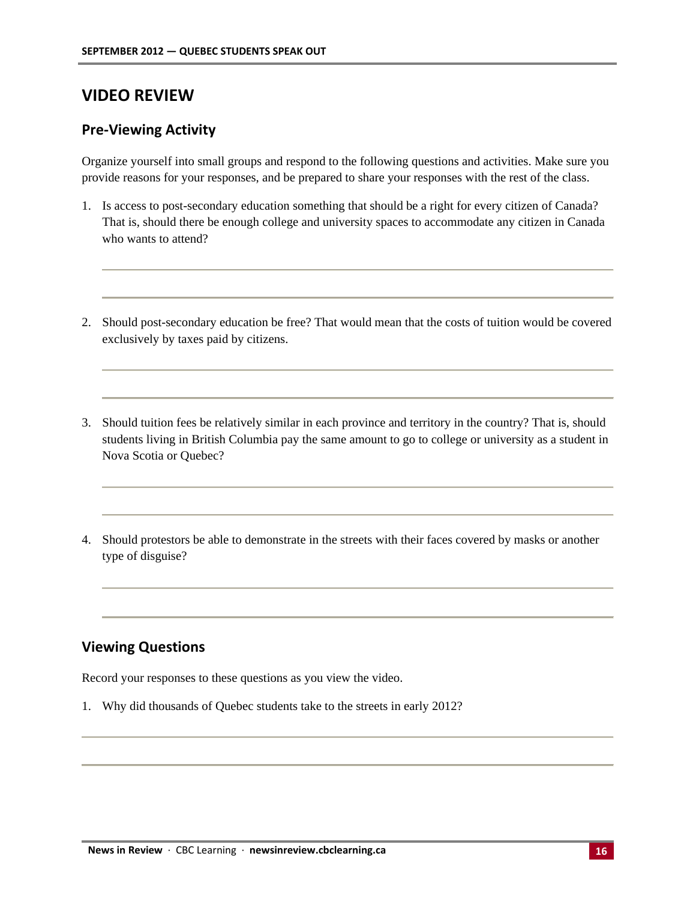## VIDEO REVIEW

### Pre-Viewing Activity

Organize yourself into small groups and respond to the following questions and activities. Make sure you provide reasons for your responses, and be prepared to share your responses with the rest of the class.

1. Is access to post-secondary education something that should be a right for every citizen of Canada? That is, should there be enough college and university spaces to accommodate any citizen in Canada who wants to attend?

2. Should post-secondary education be free? That would mean that the costs of tuition would be covered exclusively by taxes paid by citizens.

3. Should tuition fees be relatively similar in each province and territory in the country? That is, should students living in British Columbia pay the same amount to go to college or university as a student in Nova Scotia or Quebec?

4. Should protestors be able to demonstrate in the streets with their faces covered by masks or another type of disguise?

### Viewing Questions

Record your responses to these questions as you view the video.

1. Why did thousands of Quebec students take to the streets in early 2012?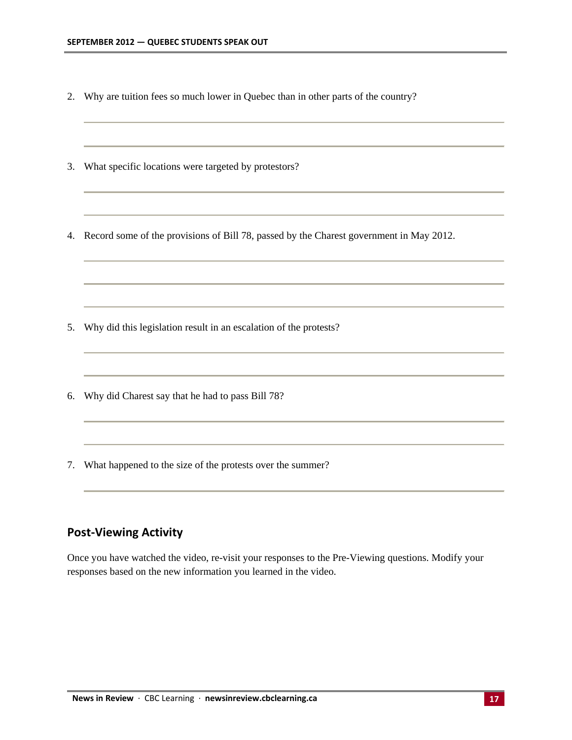2. Why are tuition fees so much lower in Quebec than in other parts of the country?

3. What specific locations were targeted by protestors?

4. Record some of the provisions of Bill 78, passed by the Charest government in May 2012.

5. Why did this legislation result in an escalation of the protests?

6. Why did Charest say that he had to pass Bill 78?

7. What happened to the size of the protests over the summer?

## Post-Viewing Activity

Once you have watched the video, re-visit your responses to the Pre-Viewing questions. Modify your responses based on the new information you learned in the video.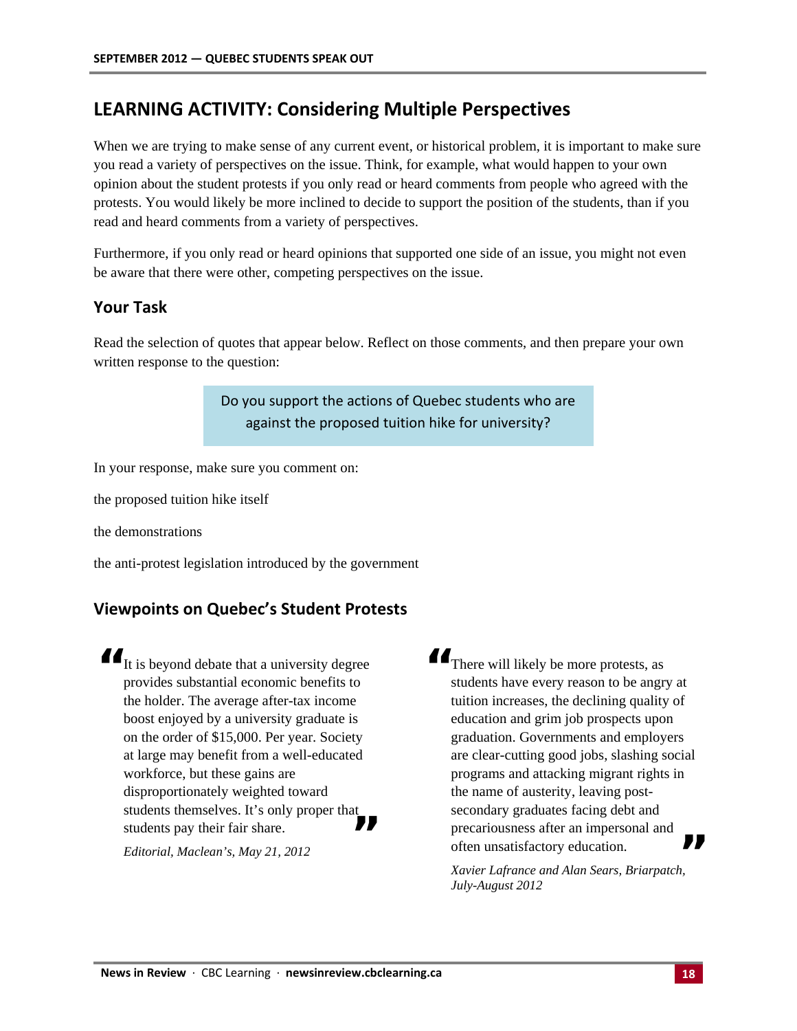## LEARNING ACTIVITY: Considering Multiple Perspectives

When we are trying to make sense of any current event, or historical problem, it is important to make sure you read a variety of perspectives on the issue. Think, for example, what would happen to your own opinion about the student protests if you only read or heard comments from people who agreed with the protests. You would likely be more inclined to decide to support the position of the students, than if you read and heard comments from a variety of perspectives.

Furthermore, if you only read or heard opinions that supported one side of an issue, you might not even be aware that there were other, competing perspectives on the issue.

### Your Task

Read the selection of quotes that appear below. Reflect on those comments, and then prepare your own written response to the question:

> Do you support the actions of Quebec students who are against the proposed tuition hike for university?

In your response, make sure you comment on:

the proposed tuition hike itself

the demonstrations

the anti-protest legislation introduced by the government

### Viewpoints on Quebec's Student Protests

> "It is beyond debate that a university degree provides substantial economic benefits to the holder. The average after-tax income boost enjoyed by a university graduate is on the order of $15,000. Per year. Society at large may benefit from a well-educated workforce, but these gains are disproportionately weighted toward students themselves. It's only proper that students pay their fair share."
>
> *Editorial, Maclean's, May 21, 2012*

> "There will likely be more protests, as students have every reason to be angry at tuition increases, the declining quality of education and grim job prospects upon graduation. Governments and employers are clear-cutting good jobs, slashing social programs and attacking migrant rights in the name of austerity, leaving post-secondary graduates facing debt and precariousness after an impersonal and often unsatisfactory education."
>
> *Xavier Lafrance and Alan Sears, Briarpatch, July-August 2012*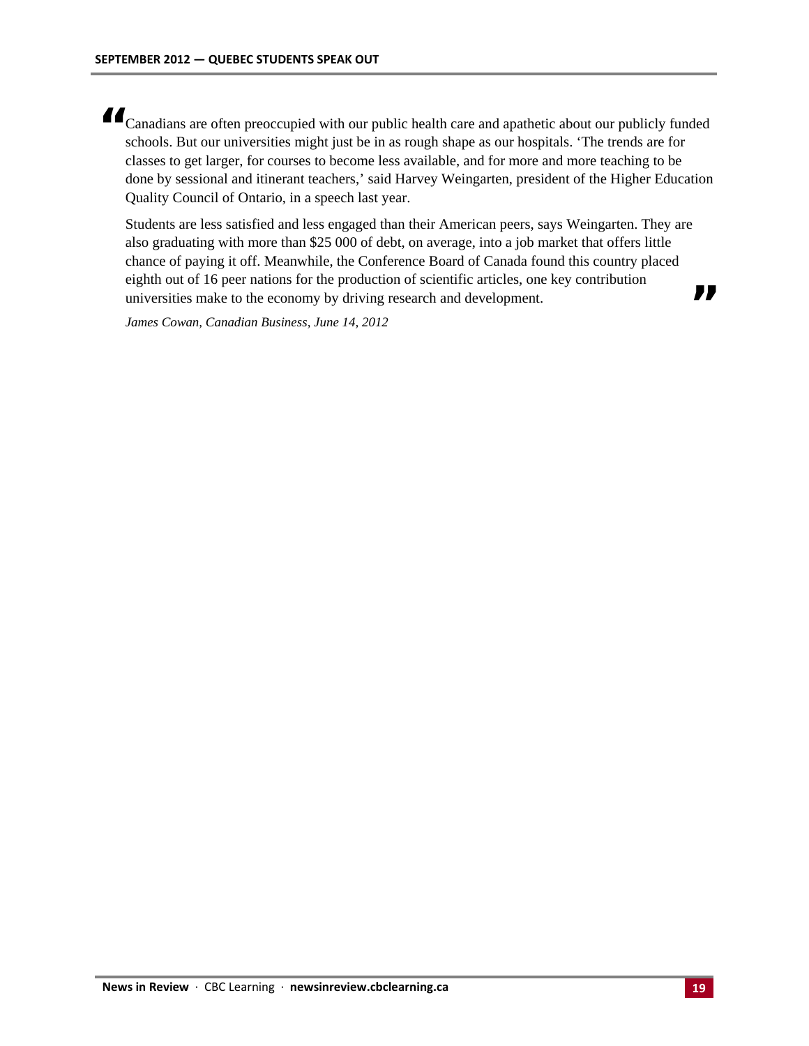"Canadians are often preoccupied with our public health care and apathetic about our publicly funded schools. But our universities might just be in as rough shape as our hospitals. 'The trends are for classes to get larger, for courses to become less available, and for more and more teaching to be done by sessional and itinerant teachers,' said Harvey Weingarten, president of the Higher Education Quality Council of Ontario, in a speech last year.

Students are less satisfied and less engaged than their American peers, says Weingarten. They are also graduating with more than $25 000 of debt, on average, into a job market that offers little chance of paying it off. Meanwhile, the Conference Board of Canada found this country placed eighth out of 16 peer nations for the production of scientific articles, one key contribution universities make to the economy by driving research and development."

*James Cowan, Canadian Business, June 14, 2012*